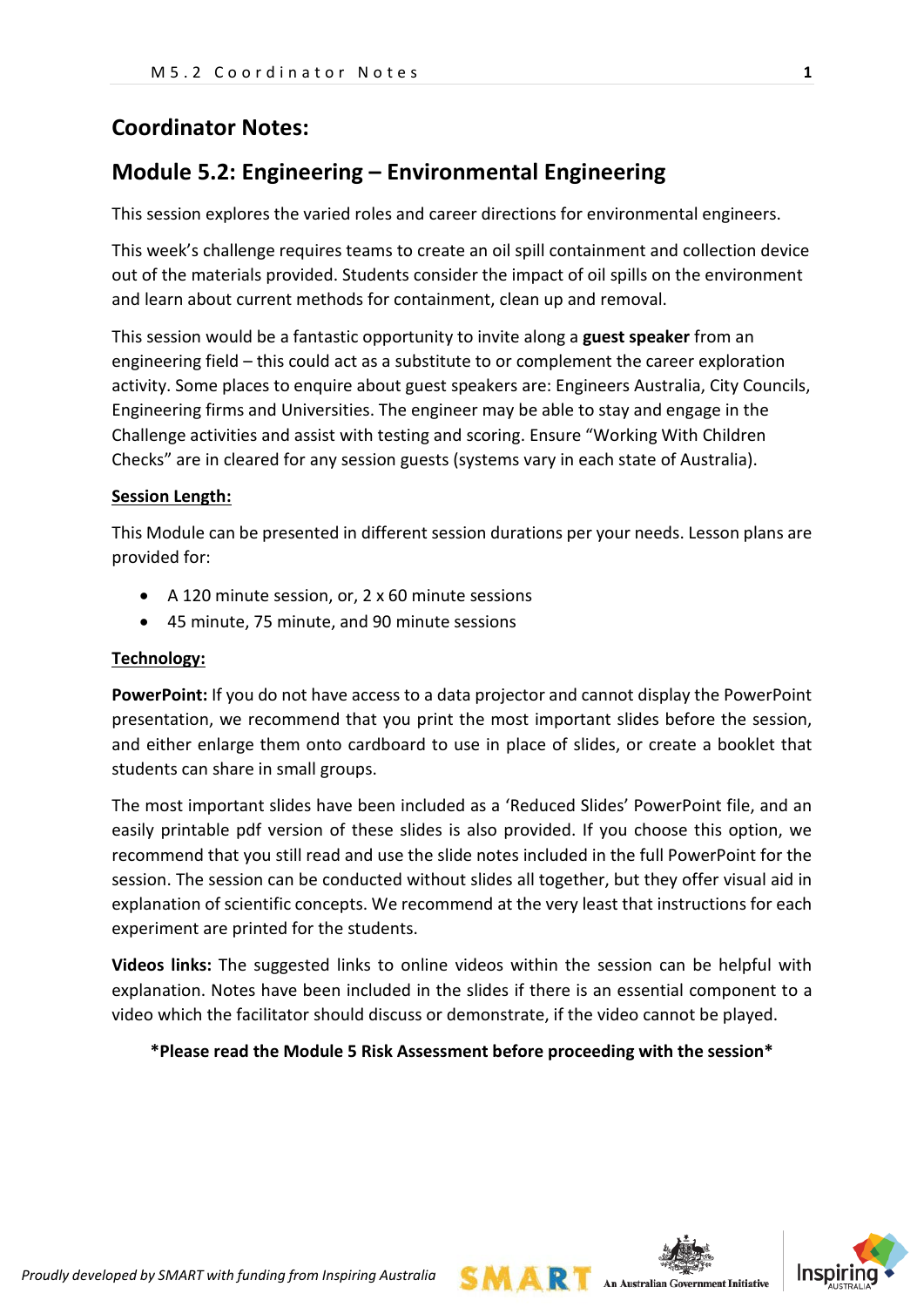## Coordinator Notes:

## Module 5.2: Engineering – Environmental Engineering

This session explores the varied roles and career directions for environmental engineers.

This week's challenge requires teams to create an oil spill containment and collection device out of the materials provided. Students consider the impact of oil spills on the environment and learn about current methods for containment, clean up and removal.

This session would be a fantastic opportunity to invite along a **guest speaker** from an engineering field – this could act as a substitute to or complement the career exploration activity. Some places to enquire about guest speakers are: Engineers Australia, City Councils, Engineering firms and Universities. The engineer may be able to stay and engage in the Challenge activities and assist with testing and scoring. Ensure "Working With Children Checks" are in cleared for any session guests (systems vary in each state of Australia).

**Session Length:**

This Module can be presented in different session durations per your needs. Lesson plans are provided for:

- A 120 minute session, or, 2 x 60 minute sessions
- 45 minute, 75 minute, and 90 minute sessions

**Technology:**

**PowerPoint:** If you do not have access to a data projector and cannot display the PowerPoint presentation, we recommend that you print the most important slides before the session, and either enlarge them onto cardboard to use in place of slides, or create a booklet that students can share in small groups.

The most important slides have been included as a 'Reduced Slides' PowerPoint file, and an easily printable pdf version of these slides is also provided. If you choose this option, we recommend that you still read and use the slide notes included in the full PowerPoint for the session. The session can be conducted without slides all together, but they offer visual aid in explanation of scientific concepts. We recommend at the very least that instructions for each experiment are printed for the students.

**Videos links:** The suggested links to online videos within the session can be helpful with explanation. Notes have been included in the slides if there is an essential component to a video which the facilitator should discuss or demonstrate, if the video cannot be played.

**\*Please read the Module 5 Risk Assessment before proceeding with the session\***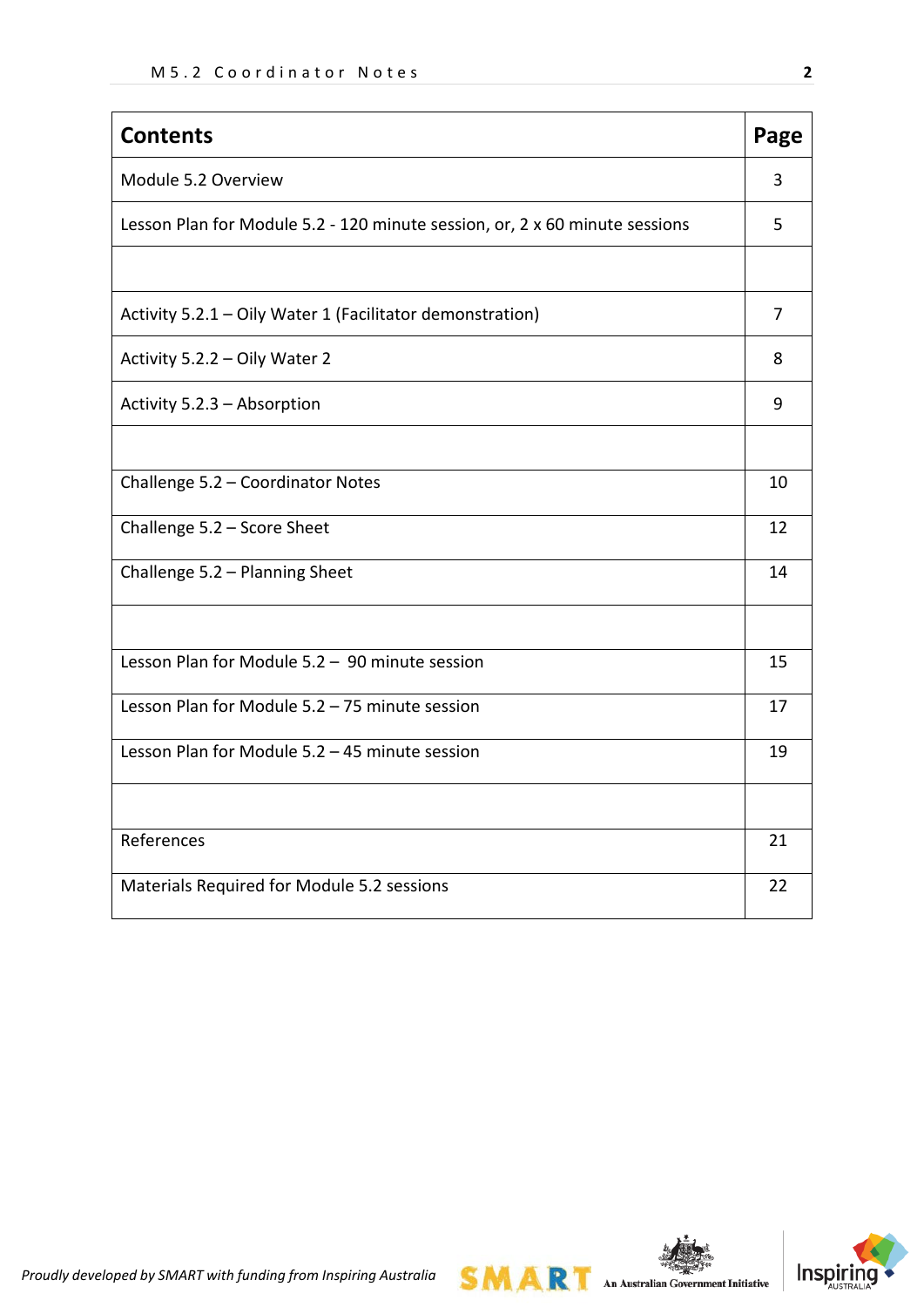| Contents | Page |
|---|---|
| Module 5.2 Overview | 3 |
| Lesson Plan for Module 5.2 - 120 minute session, or, 2 x 60 minute sessions | 5 |
| | |
| Activity 5.2.1 – Oily Water 1 (Facilitator demonstration) | 7 |
| Activity 5.2.2 – Oily Water 2 | 8 |
| Activity 5.2.3 – Absorption | 9 |
| | |
| Challenge 5.2 – Coordinator Notes | 10 |
| Challenge 5.2 – Score Sheet | 12 |
| Challenge 5.2 – Planning Sheet | 14 |
| | |
| Lesson Plan for Module 5.2 – 90 minute session | 15 |
| Lesson Plan for Module 5.2 – 75 minute session | 17 |
| Lesson Plan for Module 5.2 – 45 minute session | 19 |
| | |
| References | 21 |
| Materials Required for Module 5.2 sessions | 22 |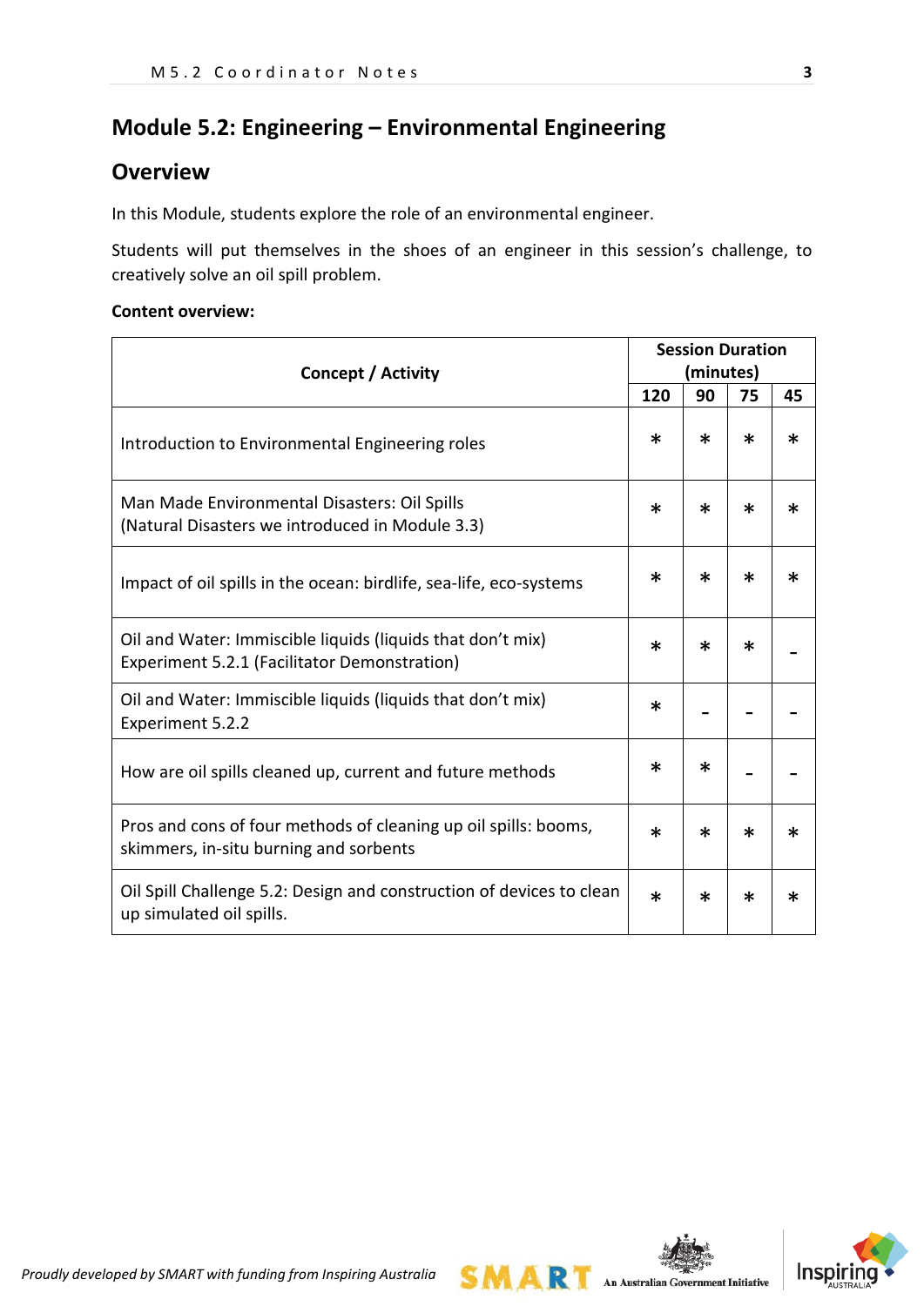# Module 5.2: Engineering – Environmental Engineering

## Overview

In this Module, students explore the role of an environmental engineer.

Students will put themselves in the shoes of an engineer in this session's challenge, to creatively solve an oil spill problem.

**Content overview:**

| Concept / Activity | Session Duration (minutes) | | | |
|---|---|---|---|---|
| | 120 | 90 | 75 | 45 |
| Introduction to Environmental Engineering roles | * | * | * | * |
| Man Made Environmental Disasters: Oil Spills (Natural Disasters we introduced in Module 3.3) | * | * | * | * |
| Impact of oil spills in the ocean: birdlife, sea-life, eco-systems | * | * | * | * |
| Oil and Water: Immiscible liquids (liquids that don't mix) Experiment 5.2.1 (Facilitator Demonstration) | * | * | * | - |
| Oil and Water: Immiscible liquids (liquids that don't mix) Experiment 5.2.2 | * | - | - | - |
| How are oil spills cleaned up, current and future methods | * | * | - | - |
| Pros and cons of four methods of cleaning up oil spills: booms, skimmers, in-situ burning and sorbents | * | * | * | * |
| Oil Spill Challenge 5.2: Design and construction of devices to clean up simulated oil spills. | * | * | * | * |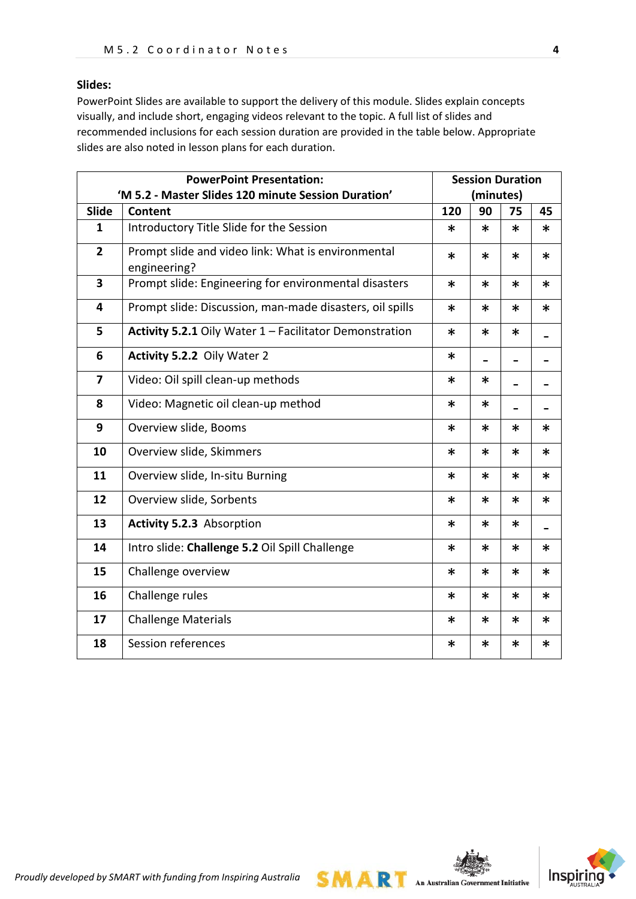**Slides:**

PowerPoint Slides are available to support the delivery of this module. Slides explain concepts visually, and include short, engaging videos relevant to the topic. A full list of slides and recommended inclusions for each session duration are provided in the table below. Appropriate slides are also noted in lesson plans for each duration.

| PowerPoint Presentation: 'M 5.2 - Master Slides 120 minute Session Duration' | | Session Duration (minutes) | | | |
|---|---|---|---|---|---|
| **Slide** | **Content** | **120** | **90** | **75** | **45** |
| 1 | Introductory Title Slide for the Session | * | * | * | * |
| 2 | Prompt slide and video link: What is environmental engineering? | * | * | * | * |
| 3 | Prompt slide: Engineering for environmental disasters | * | * | * | * |
| 4 | Prompt slide: Discussion, man-made disasters, oil spills | * | * | * | * |
| 5 | **Activity 5.2.1** Oily Water 1 – Facilitator Demonstration | * | * | * | - |
| 6 | **Activity 5.2.2** Oily Water 2 | * | - | - | - |
| 7 | Video: Oil spill clean-up methods | * | * | - | - |
| 8 | Video: Magnetic oil clean-up method | * | * | - | - |
| 9 | Overview slide, Booms | * | * | * | * |
| 10 | Overview slide, Skimmers | * | * | * | * |
| 11 | Overview slide, In-situ Burning | * | * | * | * |
| 12 | Overview slide, Sorbents | * | * | * | * |
| 13 | **Activity 5.2.3** Absorption | * | * | * | - |
| 14 | Intro slide: **Challenge 5.2** Oil Spill Challenge | * | * | * | * |
| 15 | Challenge overview | * | * | * | * |
| 16 | Challenge rules | * | * | * | * |
| 17 | Challenge Materials | * | * | * | * |
| 18 | Session references | * | * | * | * |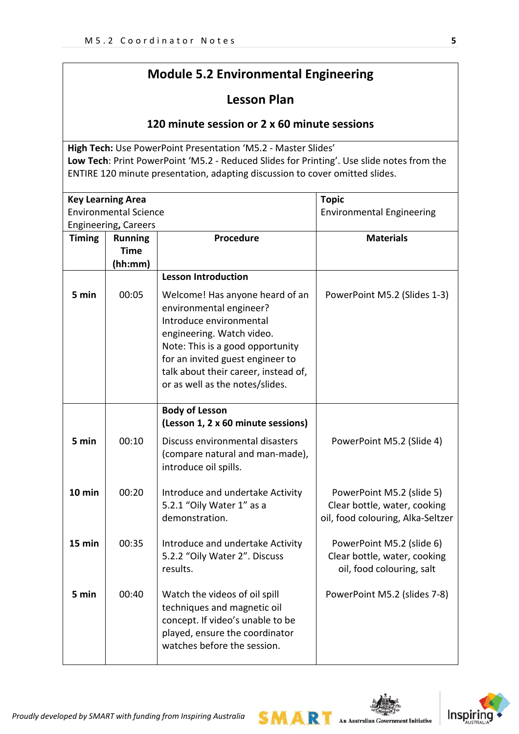## Module 5.2 Environmental Engineering

### Lesson Plan

### 120 minute session or 2 x 60 minute sessions

**High Tech:** Use PowerPoint Presentation 'M5.2 - Master Slides'
**Low Tech**: Print PowerPoint 'M5.2 - Reduced Slides for Printing'. Use slide notes from the ENTIRE 120 minute presentation, adapting discussion to cover omitted slides.

| **Key Learning Area**<br>Environmental Science<br>Engineering, Careers | | | **Topic**<br>Environmental Engineering |
|---|---|---|---|
| **Timing** | **Running Time (hh:mm)** | **Procedure** | **Materials** |
| | | **Lesson Introduction** | |
| **5 min** | 00:05 | Welcome! Has anyone heard of an environmental engineer? Introduce environmental engineering. Watch video. Note: This is a good opportunity for an invited guest engineer to talk about their career, instead of, or as well as the notes/slides. | PowerPoint M5.2 (Slides 1-3) |
| | | **Body of Lesson (Lesson 1, 2 x 60 minute sessions)** | |
| **5 min** | 00:10 | Discuss environmental disasters (compare natural and man-made), introduce oil spills. | PowerPoint M5.2 (Slide 4) |
| **10 min** | 00:20 | Introduce and undertake Activity 5.2.1 "Oily Water 1" as a demonstration. | PowerPoint M5.2 (slide 5)<br>Clear bottle, water, cooking oil, food colouring, Alka-Seltzer |
| **15 min** | 00:35 | Introduce and undertake Activity 5.2.2 "Oily Water 2". Discuss results. | PowerPoint M5.2 (slide 6)<br>Clear bottle, water, cooking oil, food colouring, salt |
| **5 min** | 00:40 | Watch the videos of oil spill techniques and magnetic oil concept. If video's unable to be played, ensure the coordinator watches before the session. | PowerPoint M5.2 (slides 7-8) |

*Proudly developed by SMART with funding from Inspiring Australia*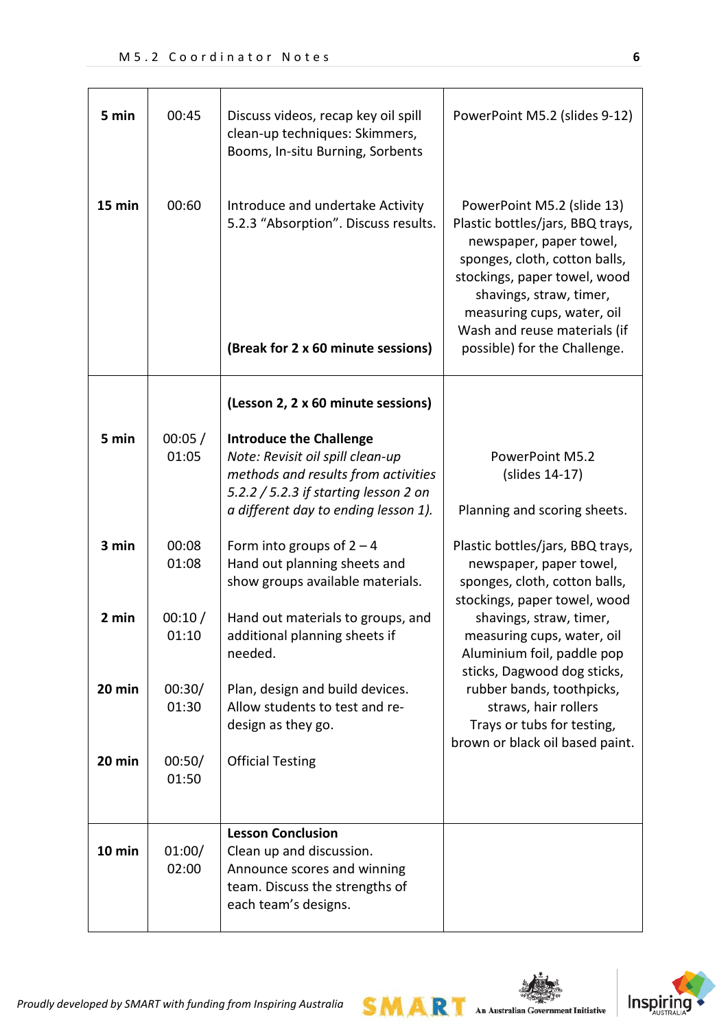| | | | |
|---|---|---|---|
| **5 min** | 00:45 | Discuss videos, recap key oil spill clean-up techniques: Skimmers, Booms, In-situ Burning, Sorbents | PowerPoint M5.2 (slides 9-12) |
| **15 min** | 00:60 | Introduce and undertake Activity 5.2.3 "Absorption". Discuss results.<br><br>**(Break for 2 x 60 minute sessions)** | PowerPoint M5.2 (slide 13)<br>Plastic bottles/jars, BBQ trays, newspaper, paper towel, sponges, cloth, cotton balls, stockings, paper towel, wood shavings, straw, timer, measuring cups, water, oil<br>Wash and reuse materials (if possible) for the Challenge. |
| | | **(Lesson 2, 2 x 60 minute sessions)** | |
| **5 min** | 00:05 / 01:05 | **Introduce the Challenge**<br>*Note: Revisit oil spill clean-up methods and results from activities 5.2.2 / 5.2.3 if starting lesson 2 on a different day to ending lesson 1).* | PowerPoint M5.2 (slides 14-17)<br><br>Planning and scoring sheets. |
| **3 min** | 00:08 01:08 | Form into groups of 2 – 4<br>Hand out planning sheets and show groups available materials. | Plastic bottles/jars, BBQ trays, newspaper, paper towel, sponges, cloth, cotton balls, stockings, paper towel, wood shavings, straw, timer, measuring cups, water, oil<br>Aluminium foil, paddle pop sticks, Dagwood dog sticks, rubber bands, toothpicks, straws, hair rollers<br>Trays or tubs for testing, brown or black oil based paint. |
| **2 min** | 00:10 / 01:10 | Hand out materials to groups, and additional planning sheets if needed. | |
| **20 min** | 00:30/ 01:30 | Plan, design and build devices. Allow students to test and re-design as they go. | |
| **20 min** | 00:50/ 01:50 | Official Testing | |
| **10 min** | 01:00/ 02:00 | **Lesson Conclusion**<br>Clean up and discussion.<br>Announce scores and winning team. Discuss the strengths of each team's designs. | |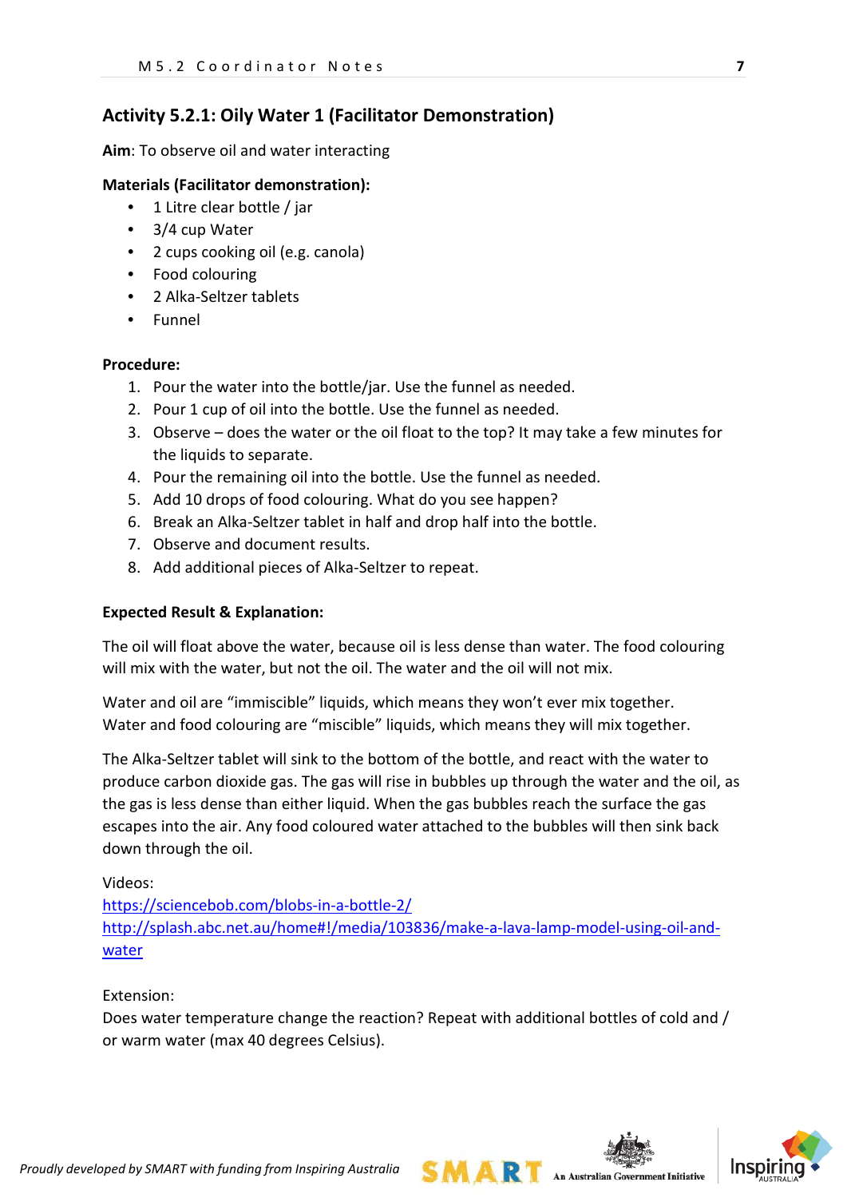## Activity 5.2.1: Oily Water 1 (Facilitator Demonstration)

**Aim**: To observe oil and water interacting

**Materials (Facilitator demonstration):**

- 1 Litre clear bottle / jar
- 3/4 cup Water
- 2 cups cooking oil (e.g. canola)
- Food colouring
- 2 Alka-Seltzer tablets
- Funnel

**Procedure:**

1. Pour the water into the bottle/jar. Use the funnel as needed.
2. Pour 1 cup of oil into the bottle. Use the funnel as needed.
3. Observe – does the water or the oil float to the top? It may take a few minutes for the liquids to separate.
4. Pour the remaining oil into the bottle. Use the funnel as needed.
5. Add 10 drops of food colouring. What do you see happen?
6. Break an Alka-Seltzer tablet in half and drop half into the bottle.
7. Observe and document results.
8. Add additional pieces of Alka-Seltzer to repeat.

**Expected Result & Explanation:**

The oil will float above the water, because oil is less dense than water. The food colouring will mix with the water, but not the oil. The water and the oil will not mix.

Water and oil are "immiscible" liquids, which means they won't ever mix together.
Water and food colouring are "miscible" liquids, which means they will mix together.

The Alka-Seltzer tablet will sink to the bottom of the bottle, and react with the water to produce carbon dioxide gas. The gas will rise in bubbles up through the water and the oil, as the gas is less dense than either liquid. When the gas bubbles reach the surface the gas escapes into the air. Any food coloured water attached to the bubbles will then sink back down through the oil.

Videos:
https://sciencebob.com/blobs-in-a-bottle-2/
http://splash.abc.net.au/home#!/media/103836/make-a-lava-lamp-model-using-oil-and-water

Extension:
Does water temperature change the reaction? Repeat with additional bottles of cold and / or warm water (max 40 degrees Celsius).

*Proudly developed by SMART with funding from Inspiring Australia*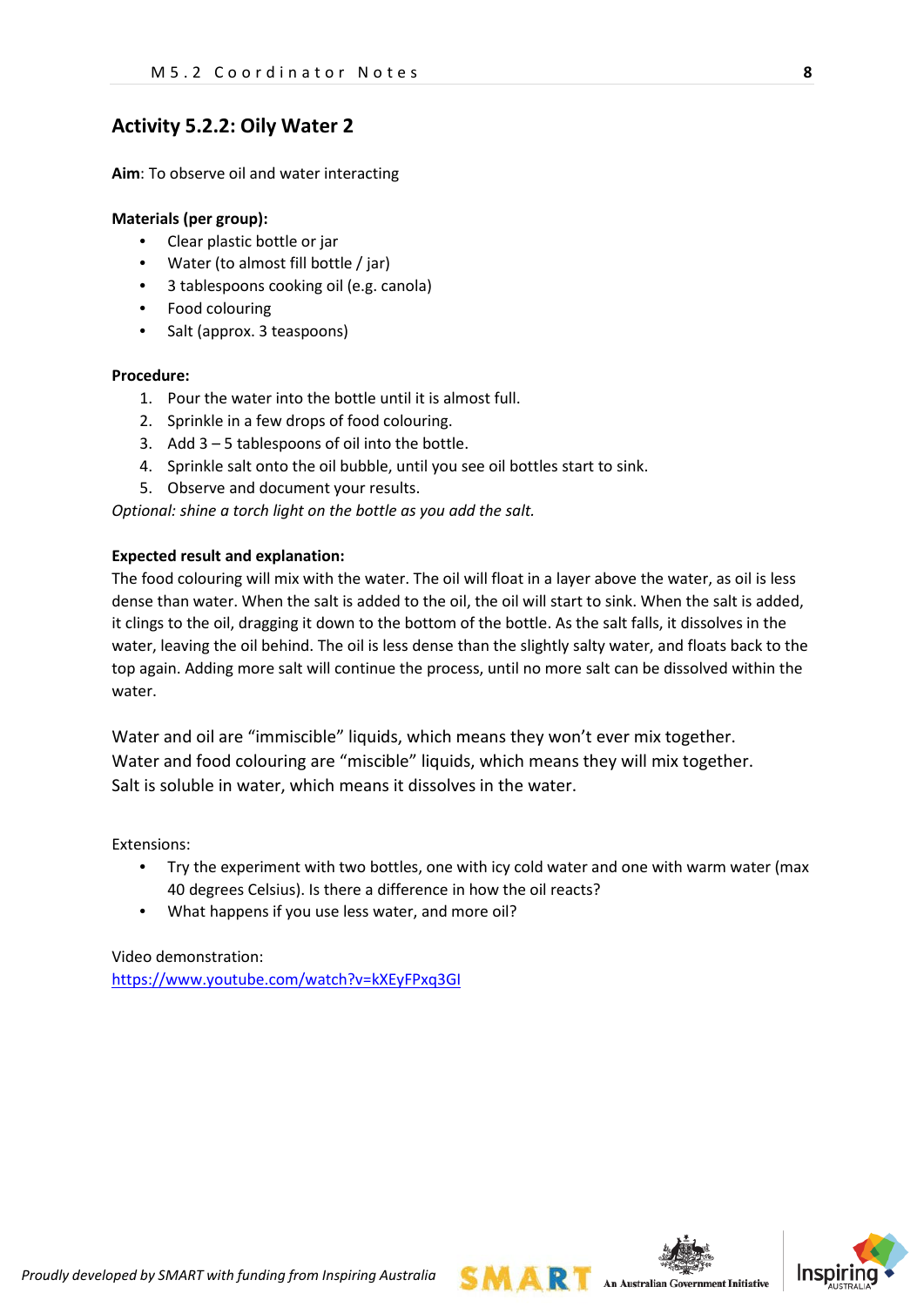## Activity 5.2.2: Oily Water 2

**Aim**: To observe oil and water interacting

**Materials (per group):**

- Clear plastic bottle or jar
- Water (to almost fill bottle / jar)
- 3 tablespoons cooking oil (e.g. canola)
- Food colouring
- Salt (approx. 3 teaspoons)

**Procedure:**

1. Pour the water into the bottle until it is almost full.
2. Sprinkle in a few drops of food colouring.
3. Add 3 – 5 tablespoons of oil into the bottle.
4. Sprinkle salt onto the oil bubble, until you see oil bottles start to sink.
5. Observe and document your results.

*Optional: shine a torch light on the bottle as you add the salt.*

**Expected result and explanation:**

The food colouring will mix with the water. The oil will float in a layer above the water, as oil is less dense than water. When the salt is added to the oil, the oil will start to sink. When the salt is added, it clings to the oil, dragging it down to the bottom of the bottle. As the salt falls, it dissolves in the water, leaving the oil behind. The oil is less dense than the slightly salty water, and floats back to the top again. Adding more salt will continue the process, until no more salt can be dissolved within the water.

Water and oil are "immiscible" liquids, which means they won't ever mix together.
Water and food colouring are "miscible" liquids, which means they will mix together.
Salt is soluble in water, which means it dissolves in the water.

Extensions:

- Try the experiment with two bottles, one with icy cold water and one with warm water (max 40 degrees Celsius). Is there a difference in how the oil reacts?
- What happens if you use less water, and more oil?

Video demonstration:
https://www.youtube.com/watch?v=kXEyFPxq3GI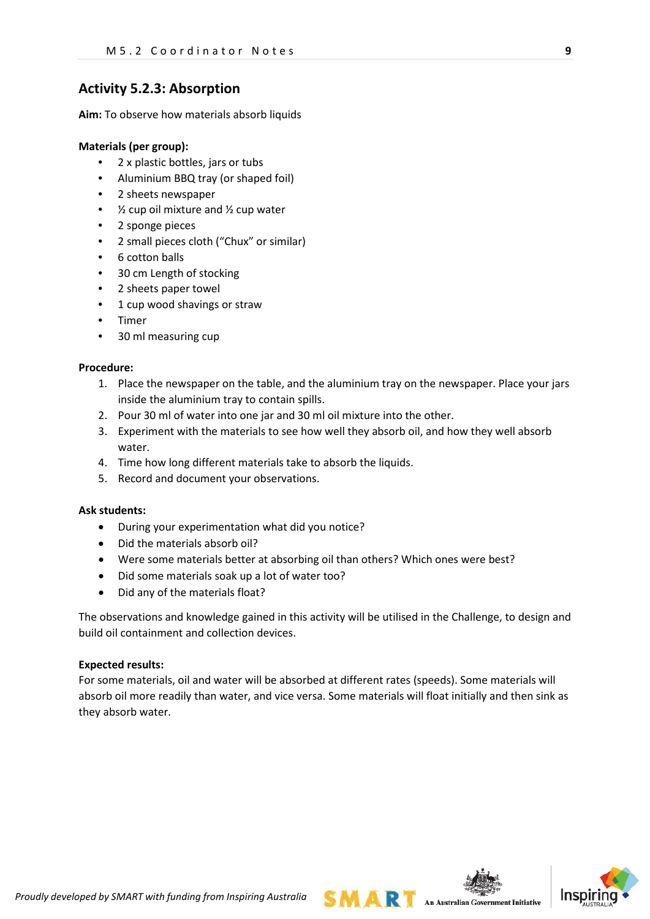## Activity 5.2.3: Absorption

**Aim:** To observe how materials absorb liquids

**Materials (per group):**

- 2 x plastic bottles, jars or tubs
- Aluminium BBQ tray (or shaped foil)
- 2 sheets newspaper
- ½ cup oil mixture and ½ cup water
- 2 sponge pieces
- 2 small pieces cloth ("Chux" or similar)
- 6 cotton balls
- 30 cm Length of stocking
- 2 sheets paper towel
- 1 cup wood shavings or straw
- Timer
- 30 ml measuring cup

**Procedure:**

1. Place the newspaper on the table, and the aluminium tray on the newspaper. Place your jars inside the aluminium tray to contain spills.
2. Pour 30 ml of water into one jar and 30 ml oil mixture into the other.
3. Experiment with the materials to see how well they absorb oil, and how they well absorb water.
4. Time how long different materials take to absorb the liquids.
5. Record and document your observations.

**Ask students:**

- During your experimentation what did you notice?
- Did the materials absorb oil?
- Were some materials better at absorbing oil than others? Which ones were best?
- Did some materials soak up a lot of water too?
- Did any of the materials float?

The observations and knowledge gained in this activity will be utilised in the Challenge, to design and build oil containment and collection devices.

**Expected results:**
For some materials, oil and water will be absorbed at different rates (speeds). Some materials will absorb oil more readily than water, and vice versa. Some materials will float initially and then sink as they absorb water.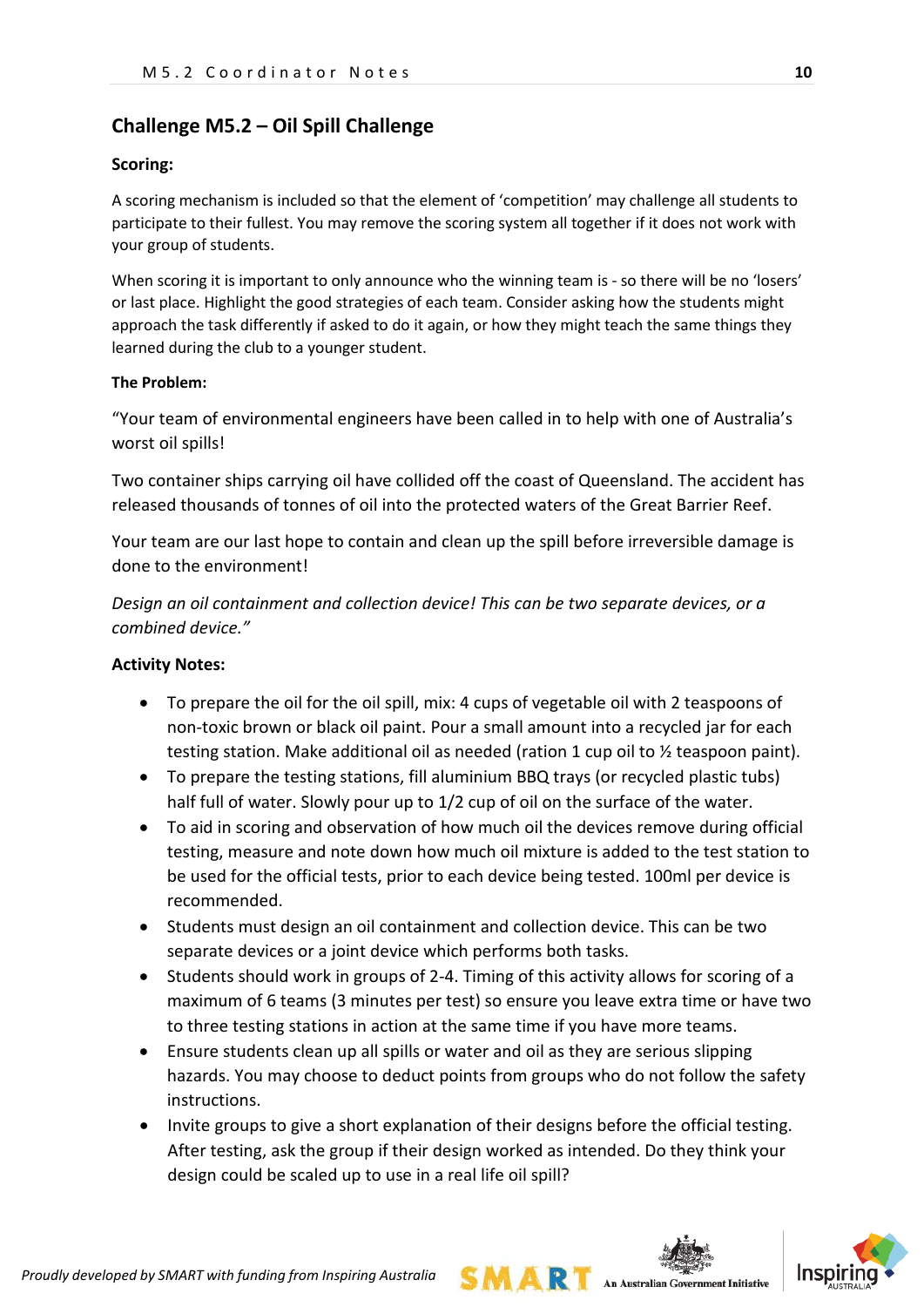## Challenge M5.2 – Oil Spill Challenge

**Scoring:**

A scoring mechanism is included so that the element of 'competition' may challenge all students to participate to their fullest. You may remove the scoring system all together if it does not work with your group of students.

When scoring it is important to only announce who the winning team is - so there will be no 'losers' or last place. Highlight the good strategies of each team. Consider asking how the students might approach the task differently if asked to do it again, or how they might teach the same things they learned during the club to a younger student.

**The Problem:**

"Your team of environmental engineers have been called in to help with one of Australia's worst oil spills!

Two container ships carrying oil have collided off the coast of Queensland. The accident has released thousands of tonnes of oil into the protected waters of the Great Barrier Reef.

Your team are our last hope to contain and clean up the spill before irreversible damage is done to the environment!

*Design an oil containment and collection device! This can be two separate devices, or a combined device."*

**Activity Notes:**

- To prepare the oil for the oil spill, mix: 4 cups of vegetable oil with 2 teaspoons of non-toxic brown or black oil paint. Pour a small amount into a recycled jar for each testing station. Make additional oil as needed (ration 1 cup oil to ½ teaspoon paint).
- To prepare the testing stations, fill aluminium BBQ trays (or recycled plastic tubs) half full of water. Slowly pour up to 1/2 cup of oil on the surface of the water.
- To aid in scoring and observation of how much oil the devices remove during official testing, measure and note down how much oil mixture is added to the test station to be used for the official tests, prior to each device being tested. 100ml per device is recommended.
- Students must design an oil containment and collection device. This can be two separate devices or a joint device which performs both tasks.
- Students should work in groups of 2-4. Timing of this activity allows for scoring of a maximum of 6 teams (3 minutes per test) so ensure you leave extra time or have two to three testing stations in action at the same time if you have more teams.
- Ensure students clean up all spills or water and oil as they are serious slipping hazards. You may choose to deduct points from groups who do not follow the safety instructions.
- Invite groups to give a short explanation of their designs before the official testing. After testing, ask the group if their design worked as intended. Do they think your design could be scaled up to use in a real life oil spill?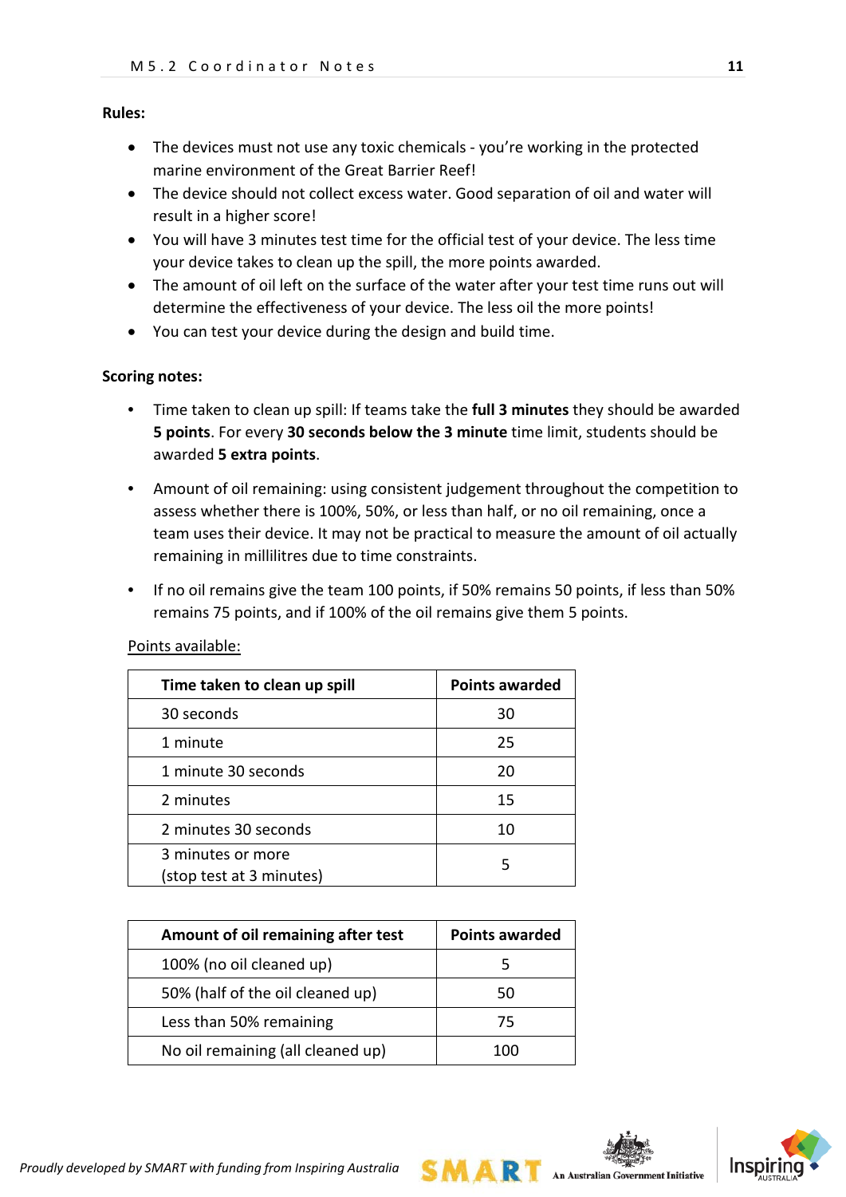**Rules:**

- The devices must not use any toxic chemicals - you're working in the protected marine environment of the Great Barrier Reef!
- The device should not collect excess water. Good separation of oil and water will result in a higher score!
- You will have 3 minutes test time for the official test of your device. The less time your device takes to clean up the spill, the more points awarded.
- The amount of oil left on the surface of the water after your test time runs out will determine the effectiveness of your device. The less oil the more points!
- You can test your device during the design and build time.

**Scoring notes:**

- Time taken to clean up spill: If teams take the **full 3 minutes** they should be awarded **5 points**. For every **30 seconds below the 3 minute** time limit, students should be awarded **5 extra points**.
- Amount of oil remaining: using consistent judgement throughout the competition to assess whether there is 100%, 50%, or less than half, or no oil remaining, once a team uses their device. It may not be practical to measure the amount of oil actually remaining in millilitres due to time constraints.
- If no oil remains give the team 100 points, if 50% remains 50 points, if less than 50% remains 75 points, and if 100% of the oil remains give them 5 points.

Points available:

| Time taken to clean up spill | Points awarded |
|---|---|
| 30 seconds | 30 |
| 1 minute | 25 |
| 1 minute 30 seconds | 20 |
| 2 minutes | 15 |
| 2 minutes 30 seconds | 10 |
| 3 minutes or more (stop test at 3 minutes) | 5 |

| Amount of oil remaining after test | Points awarded |
|---|---|
| 100% (no oil cleaned up) | 5 |
| 50% (half of the oil cleaned up) | 50 |
| Less than 50% remaining | 75 |
| No oil remaining (all cleaned up) | 100 |

*Proudly developed by SMART with funding from Inspiring Australia*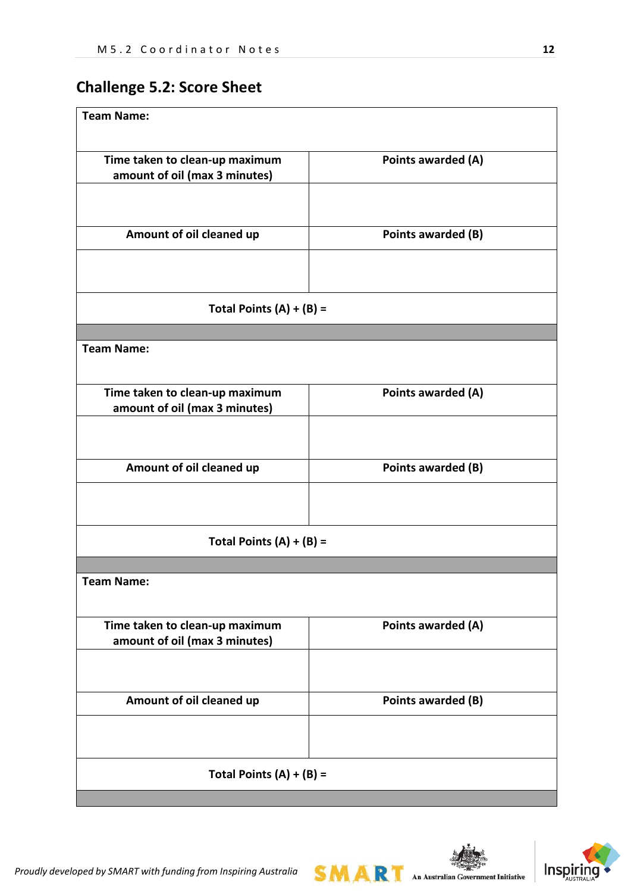## Challenge 5.2: Score Sheet

| Team Name: | |
|---|---|
| **Time taken to clean-up maximum amount of oil (max 3 minutes)** | **Points awarded (A)** |
| | |
| **Amount of oil cleaned up** | **Points awarded (B)** |
| | |
| **Total Points (A) + (B) =** | |

| Team Name: | |
|---|---|
| **Time taken to clean-up maximum amount of oil (max 3 minutes)** | **Points awarded (A)** |
| | |
| **Amount of oil cleaned up** | **Points awarded (B)** |
| | |
| **Total Points (A) + (B) =** | |

| Team Name: | |
|---|---|
| **Time taken to clean-up maximum amount of oil (max 3 minutes)** | **Points awarded (A)** |
| | |
| **Amount of oil cleaned up** | **Points awarded (B)** |
| | |
| **Total Points (A) + (B) =** | |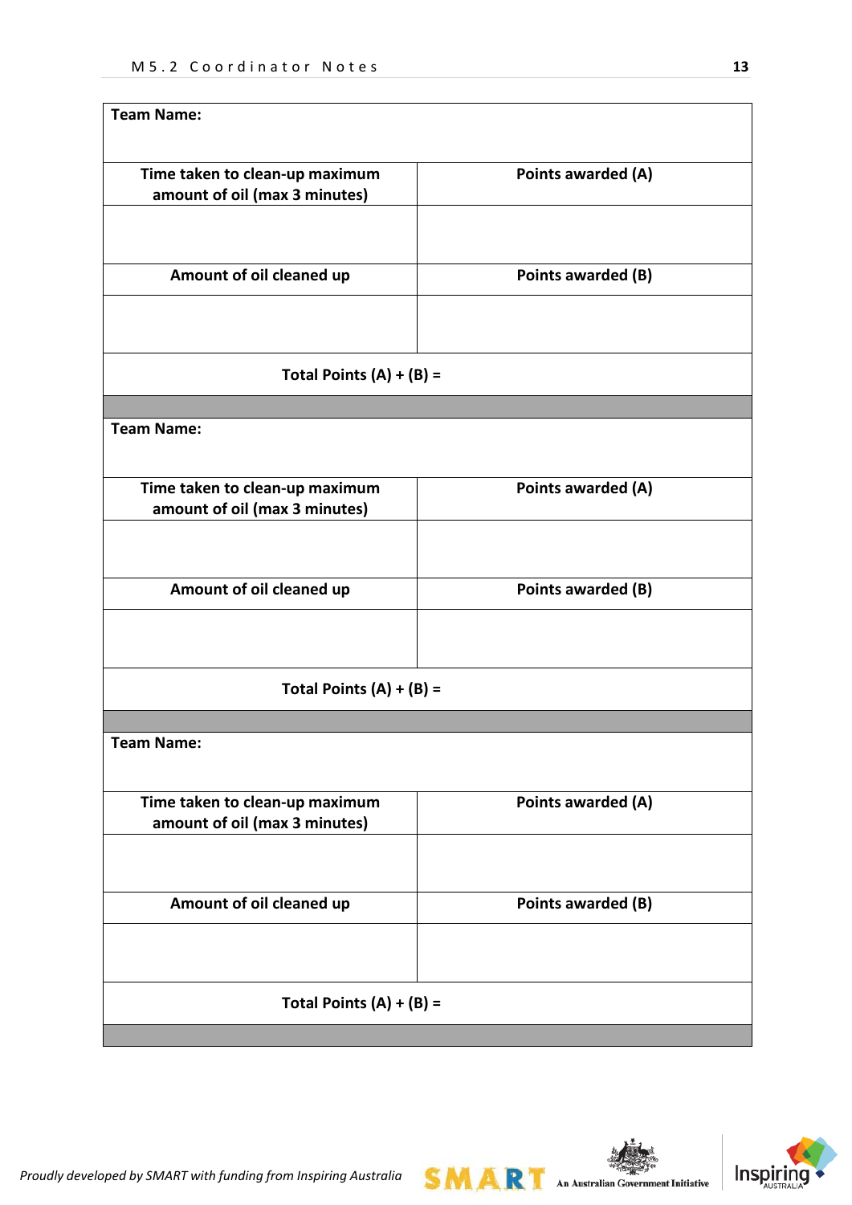| **Team Name:** | |
|---|---|
| **Time taken to clean-up maximum amount of oil (max 3 minutes)** | **Points awarded (A)** |
| | |
| **Amount of oil cleaned up** | **Points awarded (B)** |
| | |
| **Total Points (A) + (B) =** | |

| **Team Name:** | |
|---|---|
| **Time taken to clean-up maximum amount of oil (max 3 minutes)** | **Points awarded (A)** |
| | |
| **Amount of oil cleaned up** | **Points awarded (B)** |
| | |
| **Total Points (A) + (B) =** | |

| **Team Name:** | |
|---|---|
| **Time taken to clean-up maximum amount of oil (max 3 minutes)** | **Points awarded (A)** |
| | |
| **Amount of oil cleaned up** | **Points awarded (B)** |
| | |
| **Total Points (A) + (B) =** | |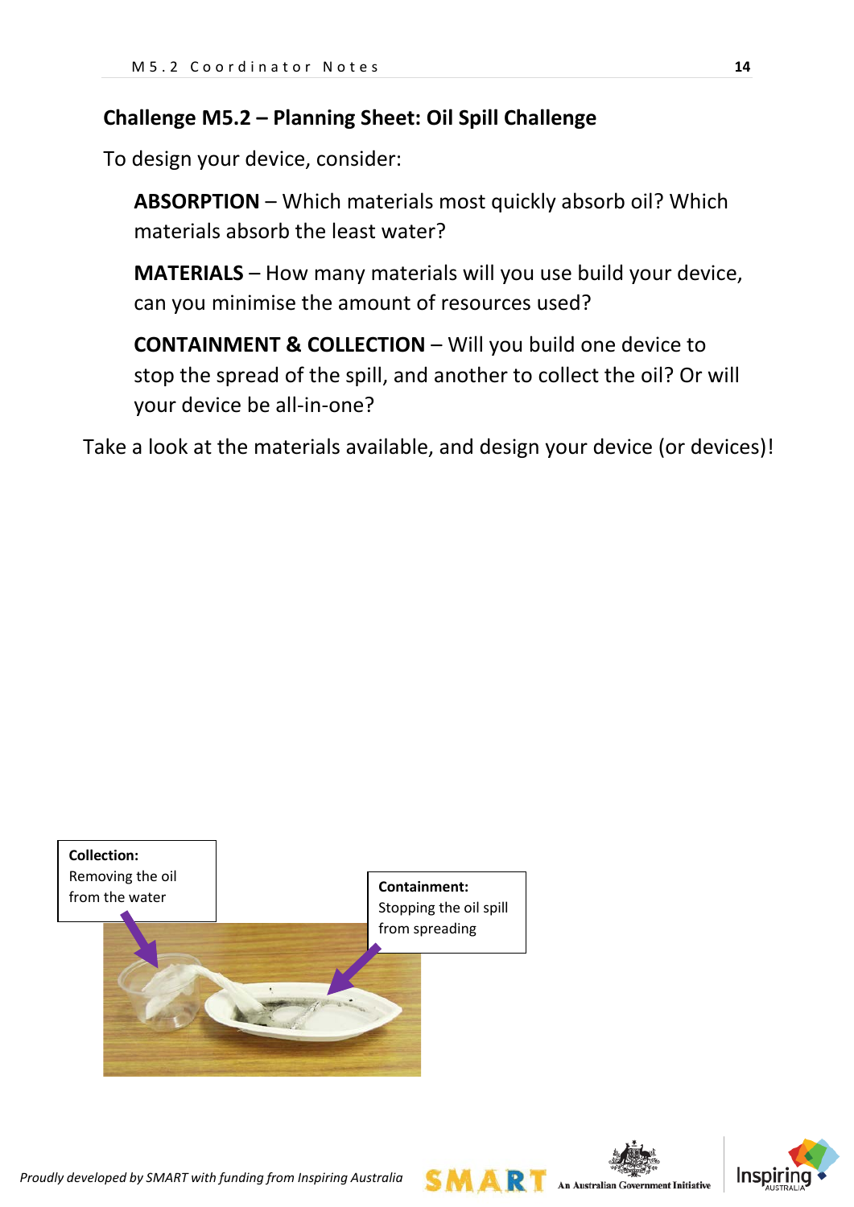## Challenge M5.2 – Planning Sheet: Oil Spill Challenge

To design your device, consider:

**ABSORPTION** – Which materials most quickly absorb oil? Which materials absorb the least water?

**MATERIALS** – How many materials will you use build your device, can you minimise the amount of resources used?

**CONTAINMENT & COLLECTION** – Will you build one device to stop the spread of the spill, and another to collect the oil? Or will your device be all-in-one?

Take a look at the materials available, and design your device (or devices)!

**Collection:** Removing the oil from the water

**Containment:** Stopping the oil spill from spreading

*Proudly developed by SMART with funding from Inspiring Australia*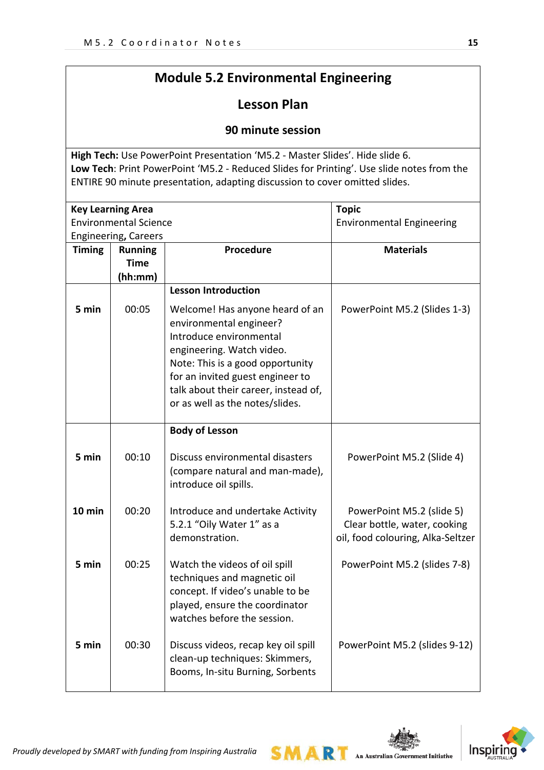# Module 5.2 Environmental Engineering

## Lesson Plan

### 90 minute session

**High Tech:** Use PowerPoint Presentation 'M5.2 - Master Slides'. Hide slide 6.
**Low Tech**: Print PowerPoint 'M5.2 - Reduced Slides for Printing'. Use slide notes from the ENTIRE 90 minute presentation, adapting discussion to cover omitted slides.

| **Key Learning Area** | | | **Topic** |
|---|---|---|---|
| Environmental Science<br>Engineering**,** Careers | | | Environmental Engineering |
| **Timing** | **Running Time (hh:mm)** | **Procedure** | **Materials** |
| | | **Lesson Introduction** | |
| **5 min** | 00:05 | Welcome! Has anyone heard of an environmental engineer? Introduce environmental engineering. Watch video. Note: This is a good opportunity for an invited guest engineer to talk about their career, instead of, or as well as the notes/slides. | PowerPoint M5.2 (Slides 1-3) |
| | | **Body of Lesson** | |
| **5 min** | 00:10 | Discuss environmental disasters (compare natural and man-made), introduce oil spills. | PowerPoint M5.2 (Slide 4) |
| **10 min** | 00:20 | Introduce and undertake Activity 5.2.1 "Oily Water 1" as a demonstration. | PowerPoint M5.2 (slide 5)<br>Clear bottle, water, cooking oil, food colouring, Alka-Seltzer |
| **5 min** | 00:25 | Watch the videos of oil spill techniques and magnetic oil concept. If video's unable to be played, ensure the coordinator watches before the session. | PowerPoint M5.2 (slides 7-8) |
| **5 min** | 00:30 | Discuss videos, recap key oil spill clean-up techniques: Skimmers, Booms, In-situ Burning, Sorbents | PowerPoint M5.2 (slides 9-12) |

*Proudly developed by SMART with funding from Inspiring Australia*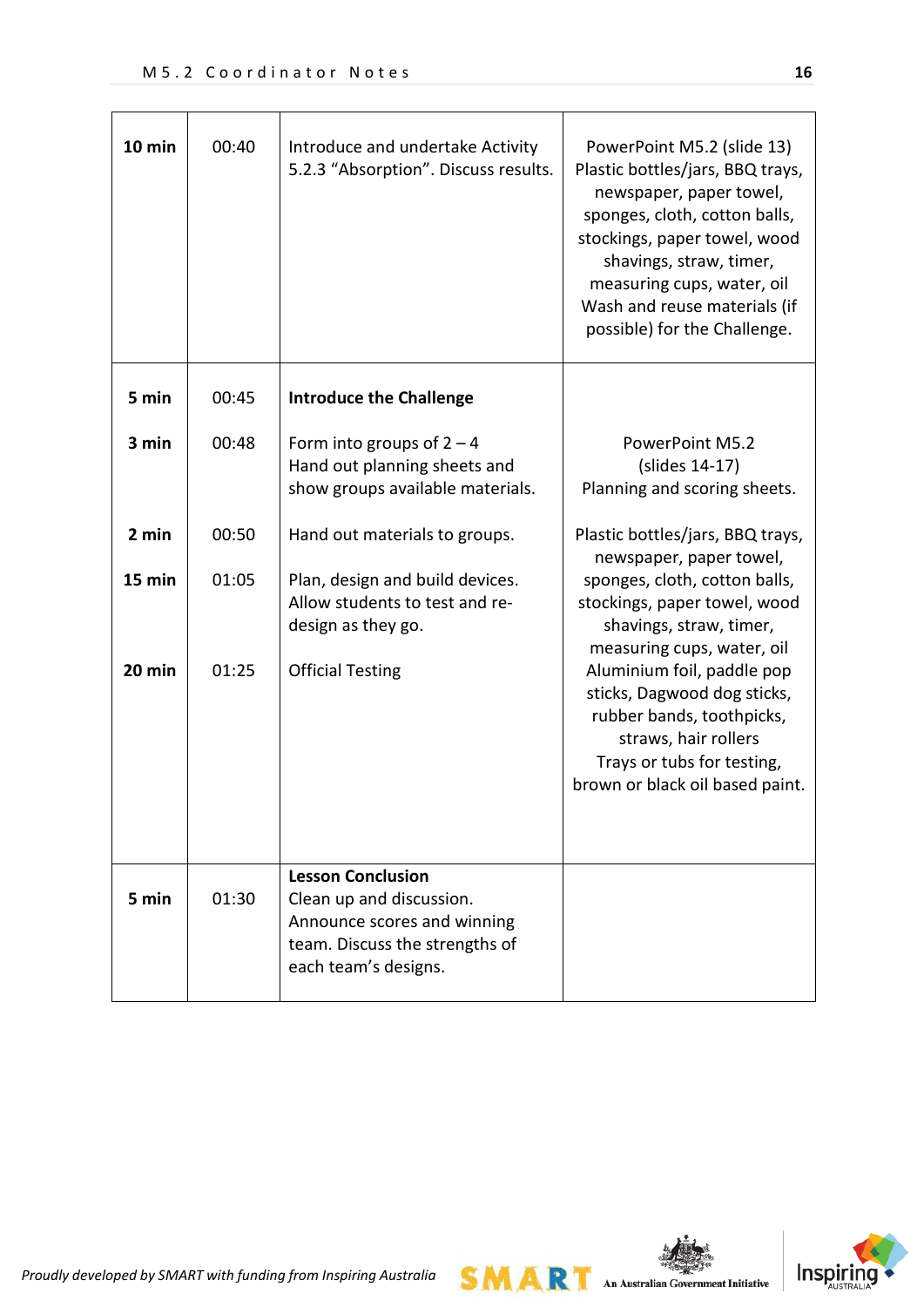| | | | |
|---|---|---|---|
| **10 min** | 00:40 | Introduce and undertake Activity 5.2.3 "Absorption". Discuss results. | PowerPoint M5.2 (slide 13)<br>Plastic bottles/jars, BBQ trays, newspaper, paper towel, sponges, cloth, cotton balls, stockings, paper towel, wood shavings, straw, timer, measuring cups, water, oil<br>Wash and reuse materials (if possible) for the Challenge. |
| **5 min** | 00:45 | **Introduce the Challenge** | |
| **3 min** | 00:48 | Form into groups of 2 – 4<br>Hand out planning sheets and show groups available materials. | PowerPoint M5.2<br>(slides 14-17)<br>Planning and scoring sheets. |
| **2 min** | 00:50 | Hand out materials to groups. | Plastic bottles/jars, BBQ trays, newspaper, paper towel, sponges, cloth, cotton balls, stockings, paper towel, wood shavings, straw, timer, measuring cups, water, oil<br>Aluminium foil, paddle pop sticks, Dagwood dog sticks, rubber bands, toothpicks, straws, hair rollers<br>Trays or tubs for testing, brown or black oil based paint. |
| **15 min** | 01:05 | Plan, design and build devices. Allow students to test and re-design as they go. | |
| **20 min** | 01:25 | Official Testing | |
| **5 min** | 01:30 | **Lesson Conclusion**<br>Clean up and discussion.<br>Announce scores and winning team. Discuss the strengths of each team's designs. | |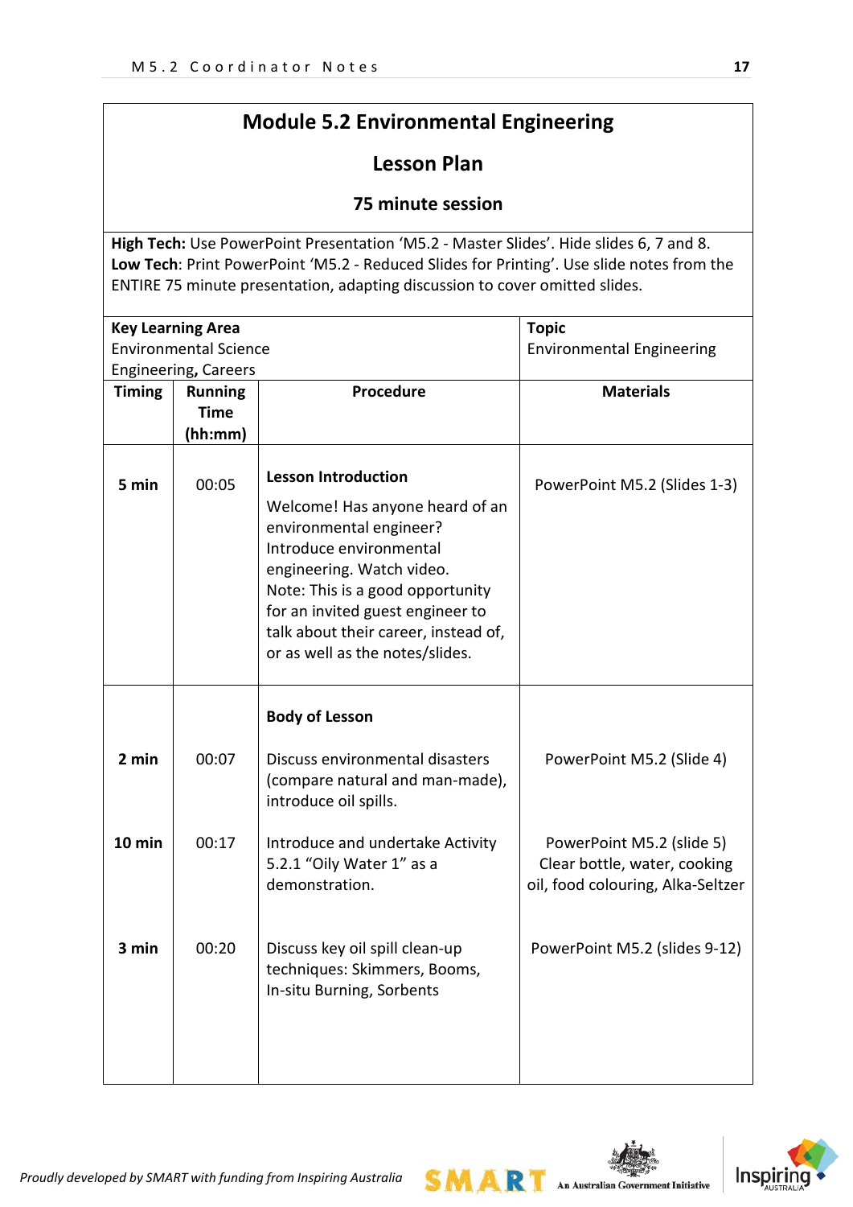# Module 5.2 Environmental Engineering

## Lesson Plan

### 75 minute session

**High Tech:** Use PowerPoint Presentation 'M5.2 - Master Slides'. Hide slides 6, 7 and 8.
**Low Tech**: Print PowerPoint 'M5.2 - Reduced Slides for Printing'. Use slide notes from the ENTIRE 75 minute presentation, adapting discussion to cover omitted slides.

| **Key Learning Area**<br>Environmental Science<br>Engineering**,** Careers | | | **Topic**<br>Environmental Engineering |
|---|---|---|---|
| **Timing** | **Running Time (hh:mm)** | **Procedure** | **Materials** |
| **5 min** | 00:05 | **Lesson Introduction**<br>Welcome! Has anyone heard of an environmental engineer? Introduce environmental engineering. Watch video.<br>Note: This is a good opportunity for an invited guest engineer to talk about their career, instead of, or as well as the notes/slides. | PowerPoint M5.2 (Slides 1-3) |
| | | **Body of Lesson** | |
| **2 min** | 00:07 | Discuss environmental disasters (compare natural and man-made), introduce oil spills. | PowerPoint M5.2 (Slide 4) |
| **10 min** | 00:17 | Introduce and undertake Activity 5.2.1 "Oily Water 1" as a demonstration. | PowerPoint M5.2 (slide 5)<br>Clear bottle, water, cooking oil, food colouring, Alka-Seltzer |
| **3 min** | 00:20 | Discuss key oil spill clean-up techniques: Skimmers, Booms, In-situ Burning, Sorbents | PowerPoint M5.2 (slides 9-12) |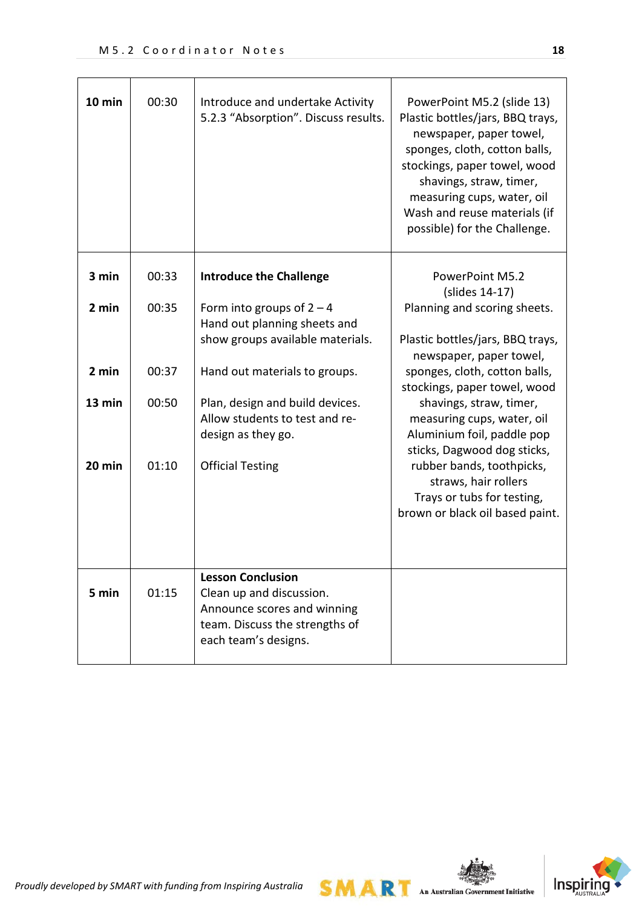| | | | |
|---|---|---|---|
| **10 min** | 00:30 | Introduce and undertake Activity 5.2.3 “Absorption”. Discuss results. | PowerPoint M5.2 (slide 13) Plastic bottles/jars, BBQ trays, newspaper, paper towel, sponges, cloth, cotton balls, stockings, paper towel, wood shavings, straw, timer, measuring cups, water, oil Wash and reuse materials (if possible) for the Challenge. |
| **3 min** | 00:33 | **Introduce the Challenge** | PowerPoint M5.2 (slides 14-17) Planning and scoring sheets. |
| **2 min** | 00:35 | Form into groups of 2 – 4 Hand out planning sheets and show groups available materials. | Plastic bottles/jars, BBQ trays, newspaper, paper towel, sponges, cloth, cotton balls, stockings, paper towel, wood shavings, straw, timer, measuring cups, water, oil Aluminium foil, paddle pop sticks, Dagwood dog sticks, rubber bands, toothpicks, straws, hair rollers Trays or tubs for testing, brown or black oil based paint. |
| **2 min** | 00:37 | Hand out materials to groups. | |
| **13 min** | 00:50 | Plan, design and build devices. Allow students to test and re-design as they go. | |
| **20 min** | 01:10 | Official Testing | |
| **5 min** | 01:15 | **Lesson Conclusion** Clean up and discussion. Announce scores and winning team. Discuss the strengths of each team’s designs. | |

*Proudly developed by SMART with funding from Inspiring Australia*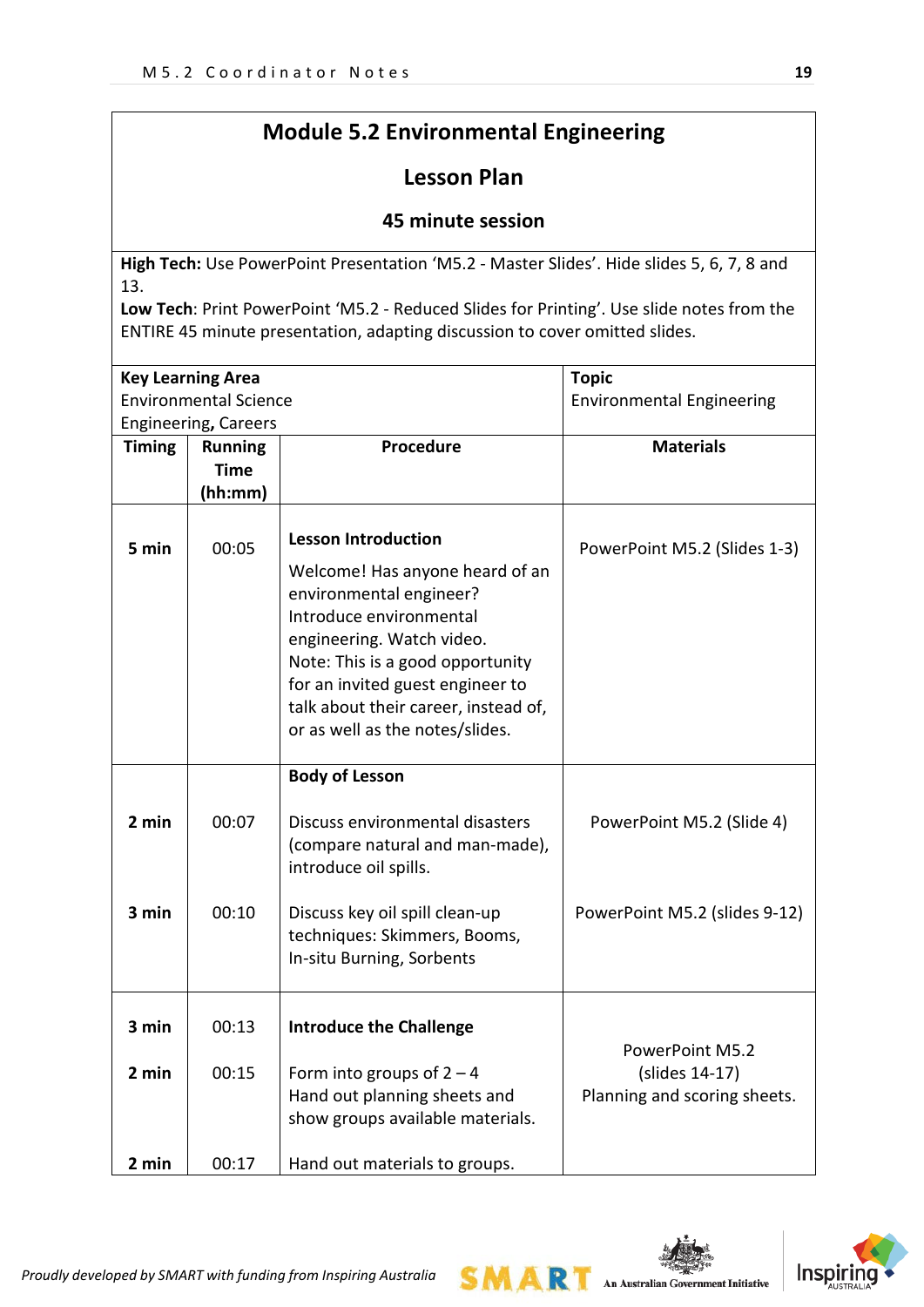# Module 5.2 Environmental Engineering

## Lesson Plan

### 45 minute session

**High Tech:** Use PowerPoint Presentation 'M5.2 - Master Slides'. Hide slides 5, 6, 7, 8 and 13.

**Low Tech**: Print PowerPoint 'M5.2 - Reduced Slides for Printing'. Use slide notes from the ENTIRE 45 minute presentation, adapting discussion to cover omitted slides.

| **Key Learning Area** Environmental Science Engineering**,** Careers | | | **Topic** Environmental Engineering |
|---|---|---|---|
| **Timing** | **Running Time (hh:mm)** | **Procedure** | **Materials** |
| **5 min** | 00:05 | **Lesson Introduction**<br>Welcome! Has anyone heard of an environmental engineer? Introduce environmental engineering. Watch video.<br>Note: This is a good opportunity for an invited guest engineer to talk about their career, instead of, or as well as the notes/slides. | PowerPoint M5.2 (Slides 1-3) |
| | | **Body of Lesson** | |
| **2 min** | 00:07 | Discuss environmental disasters (compare natural and man-made), introduce oil spills. | PowerPoint M5.2 (Slide 4) |
| **3 min** | 00:10 | Discuss key oil spill clean-up techniques: Skimmers, Booms, In-situ Burning, Sorbents | PowerPoint M5.2 (slides 9-12) |
| **3 min** | 00:13 | **Introduce the Challenge** | PowerPoint M5.2 (slides 14-17) Planning and scoring sheets. |
| **2 min** | 00:15 | Form into groups of 2 – 4<br>Hand out planning sheets and show groups available materials. | |
| **2 min** | 00:17 | Hand out materials to groups. | |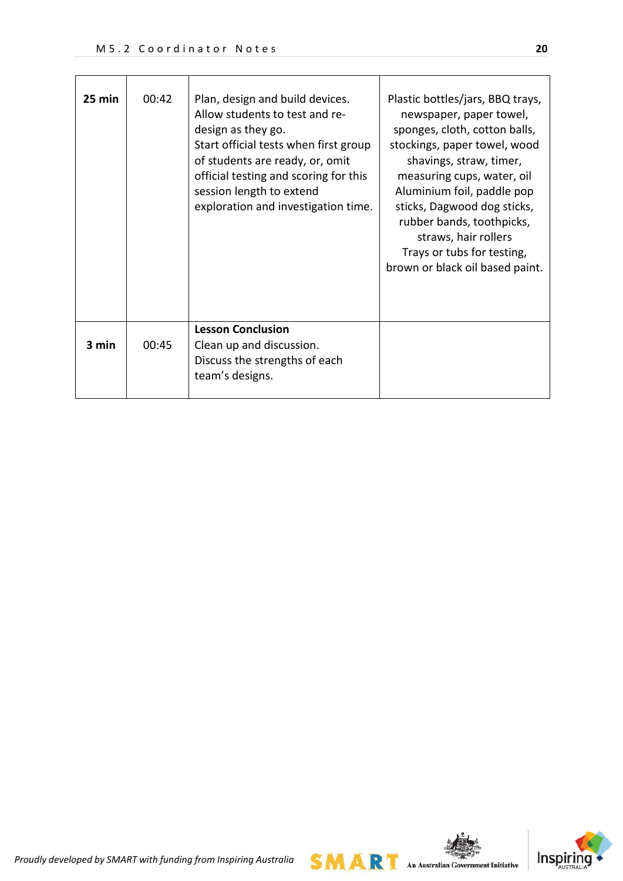| | | | |
|---|---|---|---|
| **25 min** | 00:42 | Plan, design and build devices. Allow students to test and re-design as they go.<br>Start official tests when first group of students are ready, or, omit official testing and scoring for this session length to extend exploration and investigation time. | Plastic bottles/jars, BBQ trays, newspaper, paper towel, sponges, cloth, cotton balls, stockings, paper towel, wood shavings, straw, timer, measuring cups, water, oil Aluminium foil, paddle pop sticks, Dagwood dog sticks, rubber bands, toothpicks, straws, hair rollers<br>Trays or tubs for testing, brown or black oil based paint. |
| **3 min** | 00:45 | **Lesson Conclusion**<br>Clean up and discussion.<br>Discuss the strengths of each team's designs. | |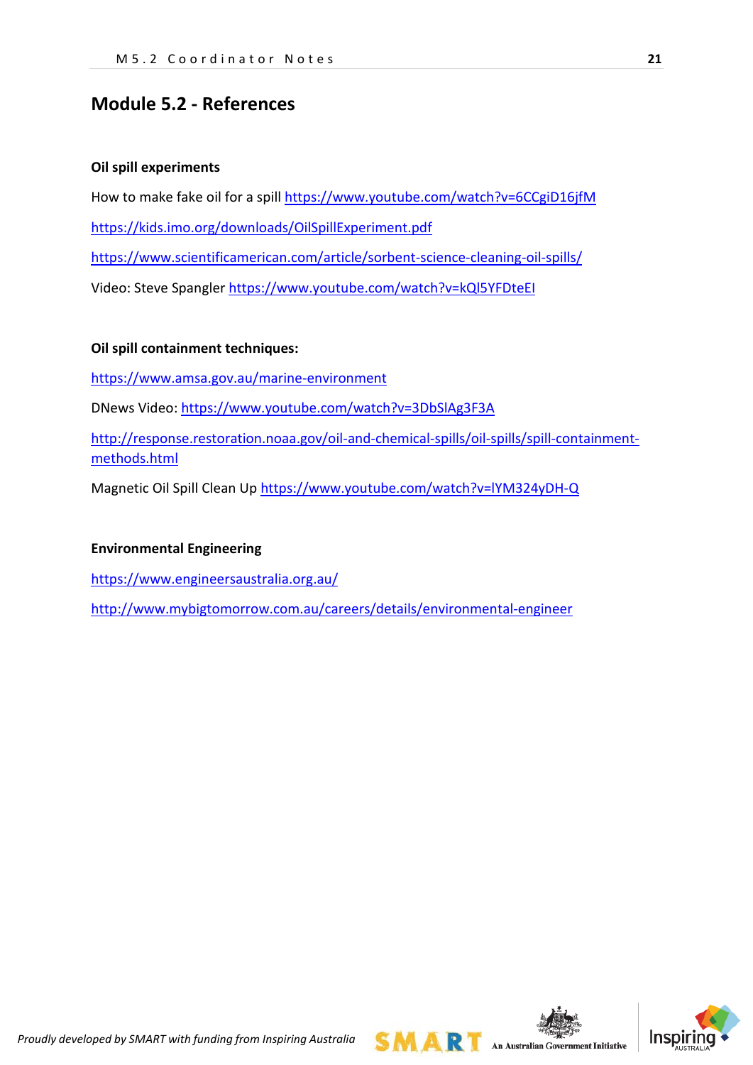## Module 5.2 - References

**Oil spill experiments**

How to make fake oil for a spill https://www.youtube.com/watch?v=6CCgiD16jfM

https://kids.imo.org/downloads/OilSpillExperiment.pdf

https://www.scientificamerican.com/article/sorbent-science-cleaning-oil-spills/

Video: Steve Spangler https://www.youtube.com/watch?v=kQl5YFDteEI

**Oil spill containment techniques:**

https://www.amsa.gov.au/marine-environment

DNews Video: https://www.youtube.com/watch?v=3DbSlAg3F3A

http://response.restoration.noaa.gov/oil-and-chemical-spills/oil-spills/spill-containment-methods.html

Magnetic Oil Spill Clean Up https://www.youtube.com/watch?v=lYM324yDH-Q

**Environmental Engineering**

https://www.engineersaustralia.org.au/

http://www.mybigtomorrow.com.au/careers/details/environmental-engineer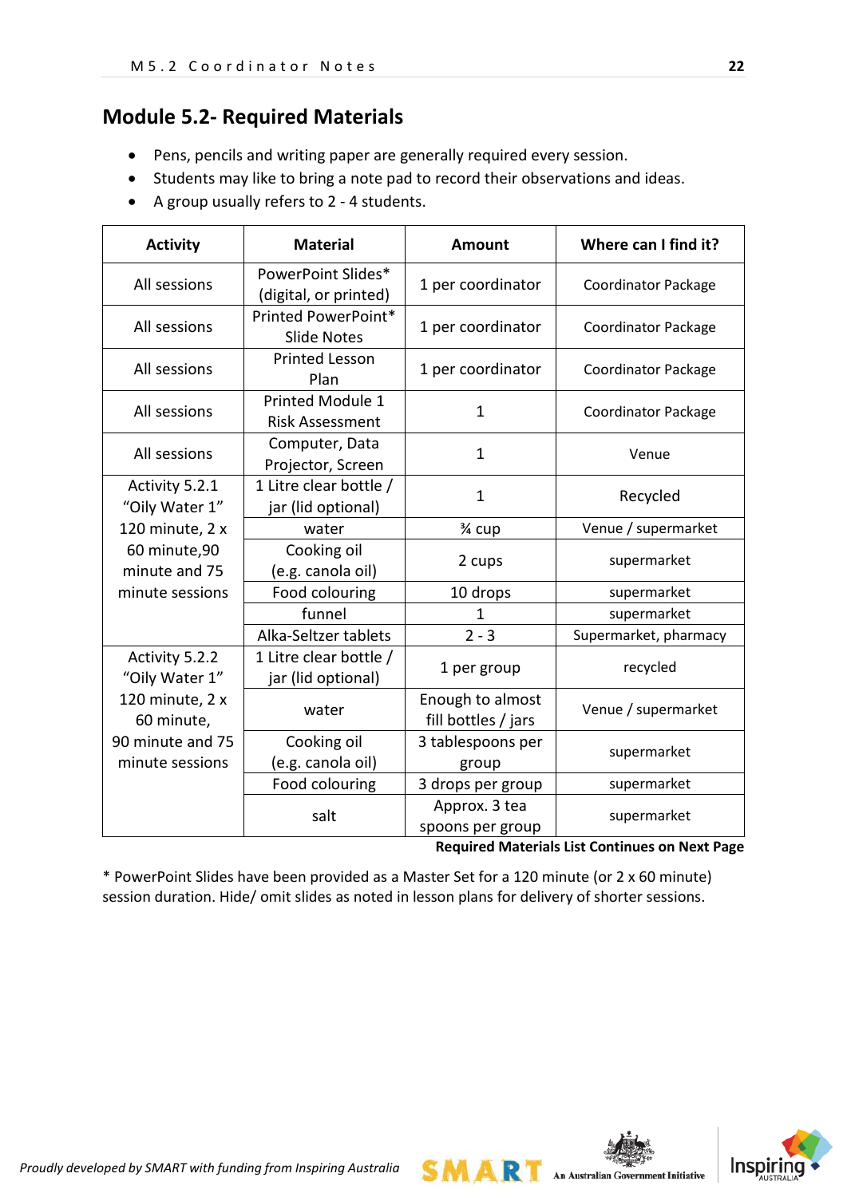## Module 5.2- Required Materials

- Pens, pencils and writing paper are generally required every session.
- Students may like to bring a note pad to record their observations and ideas.
- A group usually refers to 2 - 4 students.

| Activity | Material | Amount | Where can I find it? |
|---|---|---|---|
| All sessions | PowerPoint Slides* (digital, or printed) | 1 per coordinator | Coordinator Package |
| All sessions | Printed PowerPoint* Slide Notes | 1 per coordinator | Coordinator Package |
| All sessions | Printed Lesson Plan | 1 per coordinator | Coordinator Package |
| All sessions | Printed Module 1 Risk Assessment | 1 | Coordinator Package |
| All sessions | Computer, Data Projector, Screen | 1 | Venue |
| Activity 5.2.1 “Oily Water 1” 120 minute, 2 x 60 minute,90 minute and 75 minute sessions | 1 Litre clear bottle / jar (lid optional) | 1 | Recycled |
| | water | ¾ cup | Venue / supermarket |
| | Cooking oil (e.g. canola oil) | 2 cups | supermarket |
| | Food colouring | 10 drops | supermarket |
| | funnel | 1 | supermarket |
| | Alka-Seltzer tablets | 2 - 3 | Supermarket, pharmacy |
| Activity 5.2.2 “Oily Water 1” 120 minute, 2 x 60 minute, 90 minute and 75 minute sessions | 1 Litre clear bottle / jar (lid optional) | 1 per group | recycled |
| | water | Enough to almost fill bottles / jars | Venue / supermarket |
| | Cooking oil (e.g. canola oil) | 3 tablespoons per group | supermarket |
| | Food colouring | 3 drops per group | supermarket |
| | salt | Approx. 3 tea spoons per group | supermarket |

**Required Materials List Continues on Next Page**

* PowerPoint Slides have been provided as a Master Set for a 120 minute (or 2 x 60 minute) session duration. Hide/ omit slides as noted in lesson plans for delivery of shorter sessions.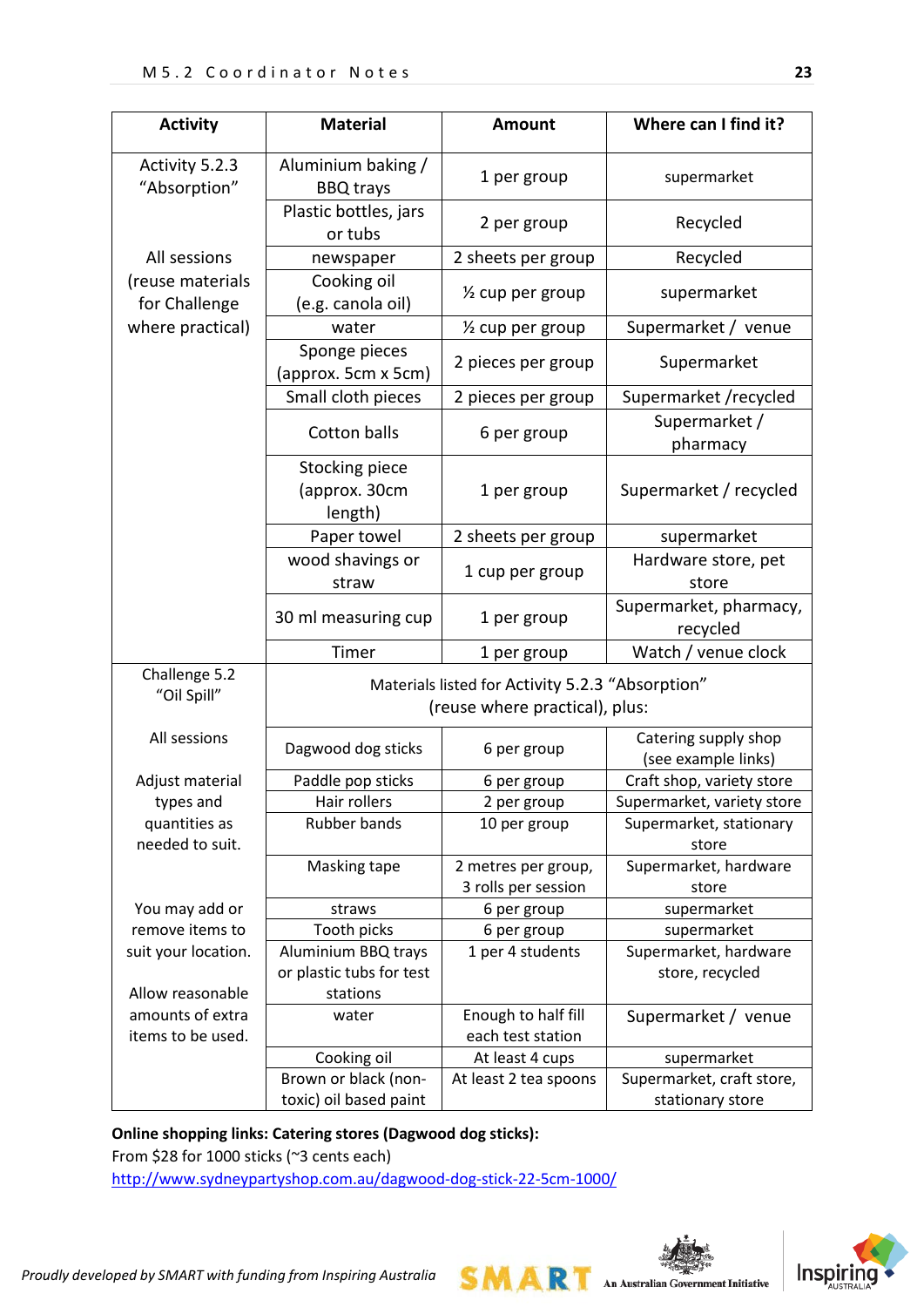| Activity | Material | Amount | Where can I find it? |
|---|---|---|---|
| Activity 5.2.3 "Absorption" | Aluminium baking / BBQ trays | 1 per group | supermarket |
| | Plastic bottles, jars or tubs | 2 per group | Recycled |
| All sessions (reuse materials for Challenge where practical) | newspaper | 2 sheets per group | Recycled |
| | Cooking oil (e.g. canola oil) | ½ cup per group | supermarket |
| | water | ½ cup per group | Supermarket / venue |
| | Sponge pieces (approx. 5cm x 5cm) | 2 pieces per group | Supermarket |
| | Small cloth pieces | 2 pieces per group | Supermarket /recycled |
| | Cotton balls | 6 per group | Supermarket / pharmacy |
| | Stocking piece (approx. 30cm length) | 1 per group | Supermarket / recycled |
| | Paper towel | 2 sheets per group | supermarket |
| | wood shavings or straw | 1 cup per group | Hardware store, pet store |
| | 30 ml measuring cup | 1 per group | Supermarket, pharmacy, recycled |
| | Timer | 1 per group | Watch / venue clock |
| Challenge 5.2 "Oil Spill" | Materials listed for Activity 5.2.3 "Absorption" (reuse where practical), plus: | | |
| All sessions | Dagwood dog sticks | 6 per group | Catering supply shop (see example links) |
| Adjust material types and quantities as needed to suit. | Paddle pop sticks | 6 per group | Craft shop, variety store |
| | Hair rollers | 2 per group | Supermarket, variety store |
| | Rubber bands | 10 per group | Supermarket, stationary store |
| | Masking tape | 2 metres per group, 3 rolls per session | Supermarket, hardware store |
| You may add or remove items to suit your location. | straws | 6 per group | supermarket |
| | Tooth picks | 6 per group | supermarket |
| | Aluminium BBQ trays or plastic tubs for test stations | 1 per 4 students | Supermarket, hardware store, recycled |
| Allow reasonable amounts of extra items to be used. | water | Enough to half fill each test station | Supermarket / venue |
| | Cooking oil | At least 4 cups | supermarket |
| | Brown or black (non-toxic) oil based paint | At least 2 tea spoons | Supermarket, craft store, stationary store |

**Online shopping links: Catering stores (Dagwood dog sticks):**

From $28 for 1000 sticks (~3 cents each)

http://www.sydneypartyshop.com.au/dagwood-dog-stick-22-5cm-1000/

*Proudly developed by SMART with funding from Inspiring Australia*